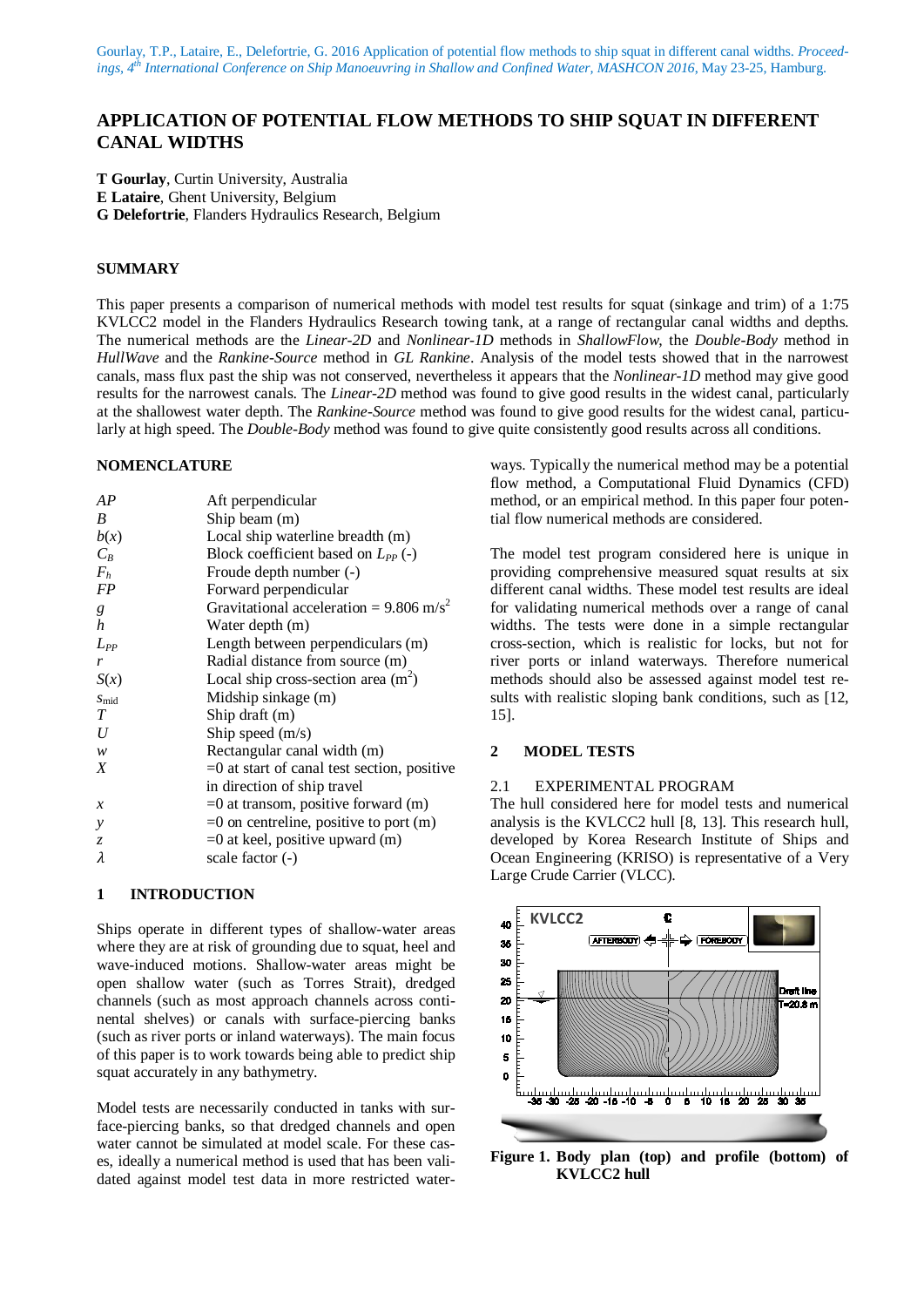Gourlay, T.P., Lataire, E., Delefortrie, G. 2016 Application of potential flow methods to ship squat in different canal widths. *Proceedings, 4th International Conference on Ship Manoeuvring in Shallow and Confined Water, MASHCON 2016*, May 23-25, Hamburg.

# APPLICATION OF POTENTIAL FLOW METHODS TO SHIP SQUAT IN DIFFERENT CANAL WIDTHS

**T Gourlay**, Curtin University, Australia
**E Lataire**, Ghent University, Belgium
**G Delefortrie**, Flanders Hydraulics Research, Belgium

## SUMMARY

This paper presents a comparison of numerical methods with model test results for squat (sinkage and trim) of a 1:75 KVLCC2 model in the Flanders Hydraulics Research towing tank, at a range of rectangular canal widths and depths. The numerical methods are the *Linear-2D* and *Nonlinear-1D* methods in *ShallowFlow*, the *Double-Body* method in *HullWave* and the *Rankine-Source* method in *GL Rankine*. Analysis of the model tests showed that in the narrowest canals, mass flux past the ship was not conserved, nevertheless it appears that the *Nonlinear-1D* method may give good results for the narrowest canals. The *Linear-2D* method was found to give good results in the widest canal, particularly at the shallowest water depth. The *Rankine-Source* method was found to give good results for the widest canal, particularly at high speed. The *Double-Body* method was found to give quite consistently good results across all conditions.

## NOMENCLATURE

| | |
|---|---|
| $AP$ | Aft perpendicular |
| $B$ | Ship beam (m) |
| $b(x)$ | Local ship waterline breadth (m) |
| $C_B$ | Block coefficient based on $L_{PP}$ (-) |
| $F_h$ | Froude depth number (-) |
| $FP$ | Forward perpendicular |
| $g$ | Gravitational acceleration = 9.806 m/s$^2$ |
| $h$ | Water depth (m) |
| $L_{PP}$ | Length between perpendiculars (m) |
| $r$ | Radial distance from source (m) |
| $S(x)$ | Local ship cross-section area (m$^2$) |
| $s_{\text{mid}}$ | Midship sinkage (m) |
| $T$ | Ship draft (m) |
| $U$ | Ship speed (m/s) |
| $w$ | Rectangular canal width (m) |
| $X$ | =0 at start of canal test section, positive in direction of ship travel |
| $x$ | =0 at transom, positive forward (m) |
| $y$ | =0 on centreline, positive to port (m) |
| $z$ | =0 at keel, positive upward (m) |
| $\lambda$ | scale factor (-) |

## 1 INTRODUCTION

Ships operate in different types of shallow-water areas where they are at risk of grounding due to squat, heel and wave-induced motions. Shallow-water areas might be open shallow water (such as Torres Strait), dredged channels (such as most approach channels across continental shelves) or canals with surface-piercing banks (such as river ports or inland waterways). The main focus of this paper is to work towards being able to predict ship squat accurately in any bathymetry.

Model tests are necessarily conducted in tanks with surface-piercing banks, so that dredged channels and open water cannot be simulated at model scale. For these cases, ideally a numerical method is used that has been validated against model test data in more restricted waterways. Typically the numerical method may be a potential flow method, a Computational Fluid Dynamics (CFD) method, or an empirical method. In this paper four potential flow numerical methods are considered.

The model test program considered here is unique in providing comprehensive measured squat results at six different canal widths. These model test results are ideal for validating numerical methods over a range of canal widths. The tests were done in a simple rectangular cross-section, which is realistic for locks, but not for river ports or inland waterways. Therefore numerical methods should also be assessed against model test results with realistic sloping bank conditions, such as [12, 15].

## 2 MODEL TESTS

### 2.1 EXPERIMENTAL PROGRAM

The hull considered here for model tests and numerical analysis is the KVLCC2 hull [8, 13]. This research hull, developed by Korea Research Institute of Ships and Ocean Engineering (KRISO) is representative of a Very Large Crude Carrier (VLCC).

**Figure 1. Body plan (top) and profile (bottom) of KVLCC2 hull**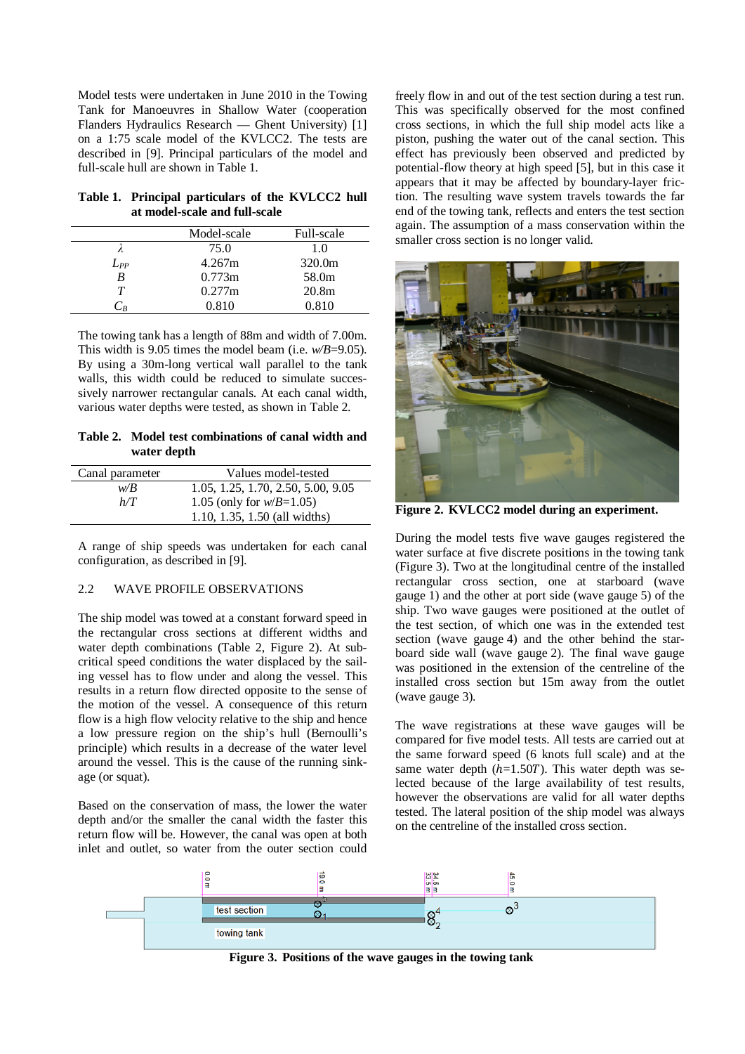Model tests were undertaken in June 2010 in the Towing Tank for Manoeuvres in Shallow Water (cooperation Flanders Hydraulics Research — Ghent University) [1] on a 1:75 scale model of the KVLCC2. The tests are described in [9]. Principal particulars of the model and full-scale hull are shown in Table 1.

**Table 1. Principal particulars of the KVLCC2 hull at model-scale and full-scale**

| | Model-scale | Full-scale |
|---|---|---|
| $\lambda$ | 75.0 | 1.0 |
| $L_{PP}$ | 4.267m | 320.0m |
| $B$ | 0.773m | 58.0m |
| $T$ | 0.277m | 20.8m |
| $C_B$ | 0.810 | 0.810 |

The towing tank has a length of 88m and width of 7.00m. This width is 9.05 times the model beam (i.e. $w/B$=9.05). By using a 30m-long vertical wall parallel to the tank walls, this width could be reduced to simulate successively narrower rectangular canals. At each canal width, various water depths were tested, as shown in Table 2.

**Table 2. Model test combinations of canal width and water depth**

| Canal parameter | Values model-tested |
|---|---|
| $w/B$ | 1.05, 1.25, 1.70, 2.50, 5.00, 9.05 |
| $h/T$ | 1.05 (only for $w/B$=1.05) |
| | 1.10, 1.35, 1.50 (all widths) |

A range of ship speeds was undertaken for each canal configuration, as described in [9].

## 2.2 WAVE PROFILE OBSERVATIONS

The ship model was towed at a constant forward speed in the rectangular cross sections at different widths and water depth combinations (Table 2, Figure 2). At subcritical speed conditions the water displaced by the sailing vessel has to flow under and along the vessel. This results in a return flow directed opposite to the sense of the motion of the vessel. A consequence of this return flow is a high flow velocity relative to the ship and hence a low pressure region on the ship's hull (Bernoulli's principle) which results in a decrease of the water level around the vessel. This is the cause of the running sinkage (or squat).

Based on the conservation of mass, the lower the water depth and/or the smaller the canal width the faster this return flow will be. However, the canal was open at both inlet and outlet, so water from the outer section could freely flow in and out of the test section during a test run. This was specifically observed for the most confined cross sections, in which the full ship model acts like a piston, pushing the water out of the canal section. This effect has previously been observed and predicted by potential-flow theory at high speed [5], but in this case it appears that it may be affected by boundary-layer friction. The resulting wave system travels towards the far end of the towing tank, reflects and enters the test section again. The assumption of a mass conservation within the smaller cross section is no longer valid.

**Figure 2. KVLCC2 model during an experiment.**

During the model tests five wave gauges registered the water surface at five discrete positions in the towing tank (Figure 3). Two at the longitudinal centre of the installed rectangular cross section, one at starboard (wave gauge 1) and the other at port side (wave gauge 5) of the ship. Two wave gauges were positioned at the outlet of the test section, of which one was in the extended test section (wave gauge 4) and the other behind the starboard side wall (wave gauge 2). The final wave gauge was positioned in the extension of the centreline of the installed cross section but 15m away from the outlet (wave gauge 3).

The wave registrations at these wave gauges will be compared for five model tests. All tests are carried out at the same forward speed (6 knots full scale) and at the same water depth ($h$=1.50$T$). This water depth was selected because of the large availability of test results, however the observations are valid for all water depths tested. The lateral position of the ship model was always on the centreline of the installed cross section.

**Figure 3. Positions of the wave gauges in the towing tank**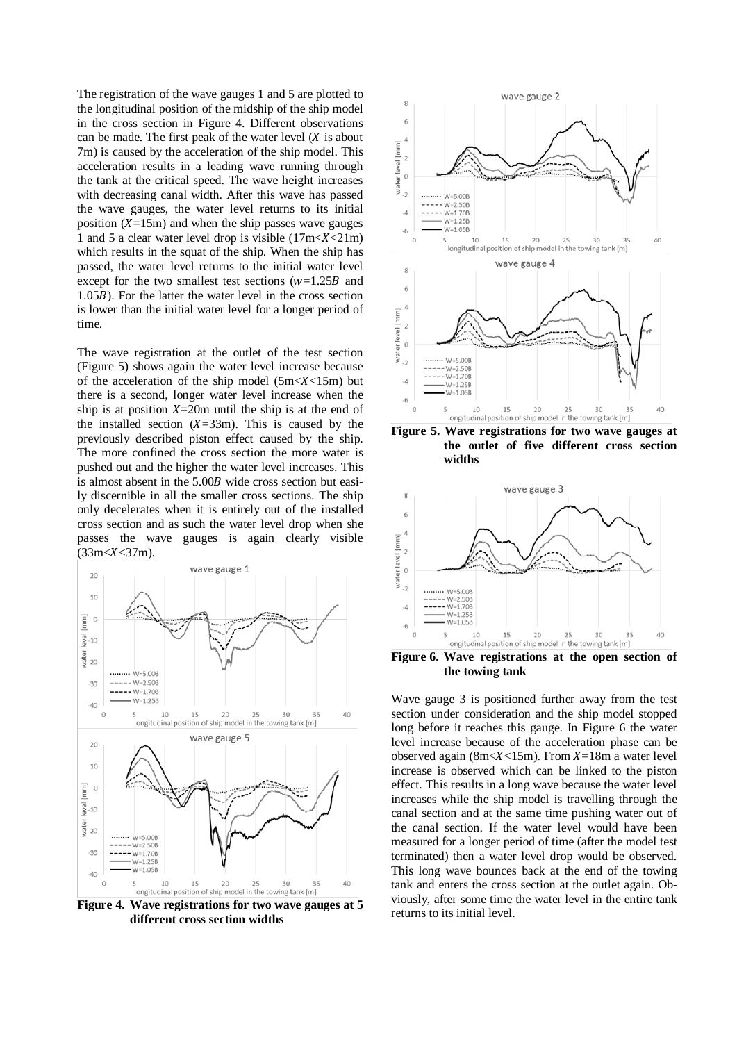The registration of the wave gauges 1 and 5 are plotted to the longitudinal position of the midship of the ship model in the cross section in Figure 4. Different observations can be made. The first peak of the water level ($X$ is about 7m) is caused by the acceleration of the ship model. This acceleration results in a leading wave running through the tank at the critical speed. The wave height increases with decreasing canal width. After this wave has passed the wave gauges, the water level returns to its initial position ($X$=15m) and when the ship passes wave gauges 1 and 5 a clear water level drop is visible (17m<$X$<21m) which results in the squat of the ship. When the ship has passed, the water level returns to the initial water level except for the two smallest test sections ($w$=1.25$B$ and 1.05$B$). For the latter the water level in the cross section is lower than the initial water level for a longer period of time.

The wave registration at the outlet of the test section (Figure 5) shows again the water level increase because of the acceleration of the ship model (5m<$X$<15m) but there is a second, longer water level increase when the ship is at position $X$=20m until the ship is at the end of the installed section ($X$=33m). This is caused by the previously described piston effect caused by the ship. The more confined the cross section the more water is pushed out and the higher the water level increases. This is almost absent in the 5.00$B$ wide cross section but easily discernible in all the smaller cross sections. The ship only decelerates when it is entirely out of the installed cross section and as such the water level drop when she passes the wave gauges is again clearly visible (33m<$X$<37m).

**Figure 4. Wave registrations for two wave gauges at 5 different cross section widths**

**Figure 5. Wave registrations for two wave gauges at the outlet of five different cross section widths**

**Figure 6. Wave registrations at the open section of the towing tank**

Wave gauge 3 is positioned further away from the test section under consideration and the ship model stopped long before it reaches this gauge. In Figure 6 the water level increase because of the acceleration phase can be observed again (8m<$X$<15m). From $X$=18m a water level increase is observed which can be linked to the piston effect. This results in a long wave because the water level increases while the ship model is travelling through the canal section and at the same time pushing water out of the canal section. If the water level would have been measured for a longer period of time (after the model test terminated) then a water level drop would be observed. This long wave bounces back at the end of the towing tank and enters the cross section at the outlet again. Obviously, after some time the water level in the entire tank returns to its initial level.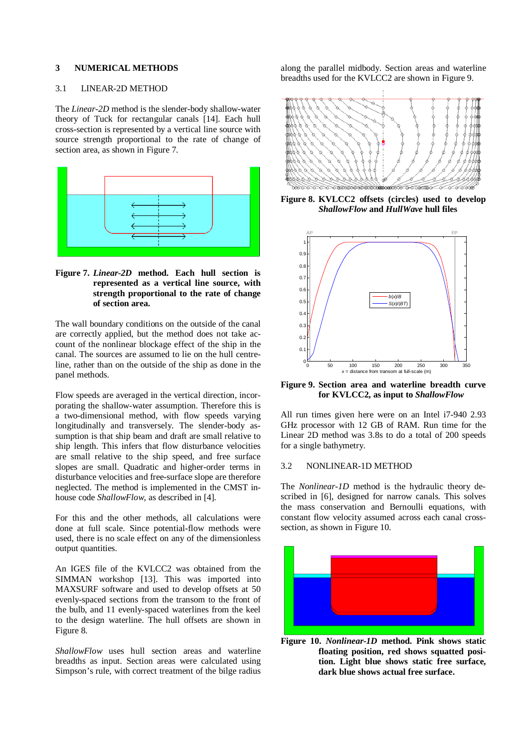## 3 NUMERICAL METHODS

### 3.1 LINEAR-2D METHOD

The *Linear-2D* method is the slender-body shallow-water theory of Tuck for rectangular canals [14]. Each hull cross-section is represented by a vertical line source with source strength proportional to the rate of change of section area, as shown in Figure 7.

**Figure 7. *Linear-2D* method. Each hull section is represented as a vertical line source, with strength proportional to the rate of change of section area.**

The wall boundary conditions on the outside of the canal are correctly applied, but the method does not take account of the nonlinear blockage effect of the ship in the canal. The sources are assumed to lie on the hull centreline, rather than on the outside of the ship as done in the panel methods.

Flow speeds are averaged in the vertical direction, incorporating the shallow-water assumption. Therefore this is a two-dimensional method, with flow speeds varying longitudinally and transversely. The slender-body assumption is that ship beam and draft are small relative to ship length. This infers that flow disturbance velocities are small relative to the ship speed, and free surface slopes are small. Quadratic and higher-order terms in disturbance velocities and free-surface slope are therefore neglected. The method is implemented in the CMST in-house code *ShallowFlow*, as described in [4].

For this and the other methods, all calculations were done at full scale. Since potential-flow methods were used, there is no scale effect on any of the dimensionless output quantities.

An IGES file of the KVLCC2 was obtained from the SIMMAN workshop [13]. This was imported into MAXSURF software and used to develop offsets at 50 evenly-spaced sections from the transom to the front of the bulb, and 11 evenly-spaced waterlines from the keel to the design waterline. The hull offsets are shown in Figure 8.

*ShallowFlow* uses hull section areas and waterline breadths as input. Section areas were calculated using Simpson's rule, with correct treatment of the bilge radius along the parallel midbody. Section areas and waterline breadths used for the KVLCC2 are shown in Figure 9.

**Figure 8. KVLCC2 offsets (circles) used to develop *ShallowFlow* and *HullWave* hull files**

**Figure 9. Section area and waterline breadth curve for KVLCC2, as input to *ShallowFlow***

All run times given here were on an Intel i7-940 2.93 GHz processor with 12 GB of RAM. Run time for the Linear 2D method was 3.8s to do a total of 200 speeds for a single bathymetry.

### 3.2 NONLINEAR-1D METHOD

The *Nonlinear-1D* method is the hydraulic theory described in [6], designed for narrow canals. This solves the mass conservation and Bernoulli equations, with constant flow velocity assumed across each canal cross-section, as shown in Figure 10.

**Figure 10. *Nonlinear-1D* method. Pink shows static floating position, red shows squatted position. Light blue shows static free surface, dark blue shows actual free surface.**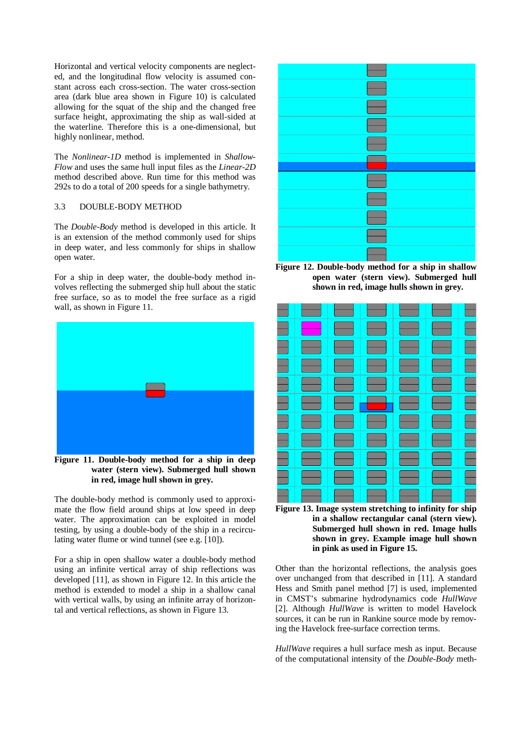Horizontal and vertical velocity components are neglected, and the longitudinal flow velocity is assumed constant across each cross-section. The water cross-section area (dark blue area shown in Figure 10) is calculated allowing for the squat of the ship and the changed free surface height, approximating the ship as wall-sided at the waterline. Therefore this is a one-dimensional, but highly nonlinear, method.

The *Nonlinear-1D* method is implemented in *ShallowFlow* and uses the same hull input files as the *Linear-2D* method described above. Run time for this method was 292s to do a total of 200 speeds for a single bathymetry.

### 3.3 DOUBLE-BODY METHOD

The *Double-Body* method is developed in this article. It is an extension of the method commonly used for ships in deep water, and less commonly for ships in shallow open water.

For a ship in deep water, the double-body method involves reflecting the submerged ship hull about the static free surface, so as to model the free surface as a rigid wall, as shown in Figure 11.

**Figure 11. Double-body method for a ship in deep water (stern view). Submerged hull shown in red, image hull shown in grey.**

The double-body method is commonly used to approximate the flow field around ships at low speed in deep water. The approximation can be exploited in model testing, by using a double-body of the ship in a recirculating water flume or wind tunnel (see e.g. [10]).

For a ship in open shallow water a double-body method using an infinite vertical array of ship reflections was developed [11], as shown in Figure 12. In this article the method is extended to model a ship in a shallow canal with vertical walls, by using an infinite array of horizontal and vertical reflections, as shown in Figure 13.

**Figure 12. Double-body method for a ship in shallow open water (stern view). Submerged hull shown in red, image hulls shown in grey.**

**Figure 13. Image system stretching to infinity for ship in a shallow rectangular canal (stern view). Submerged hull shown in red. Image hulls shown in grey. Example image hull shown in pink as used in Figure 15.**

Other than the horizontal reflections, the analysis goes over unchanged from that described in [11]. A standard Hess and Smith panel method [7] is used, implemented in CMST's submarine hydrodynamics code *HullWave* [2]. Although *HullWave* is written to model Havelock sources, it can be run in Rankine source mode by removing the Havelock free-surface correction terms.

*HullWave* requires a hull surface mesh as input. Because of the computational intensity of the *Double-Body* meth-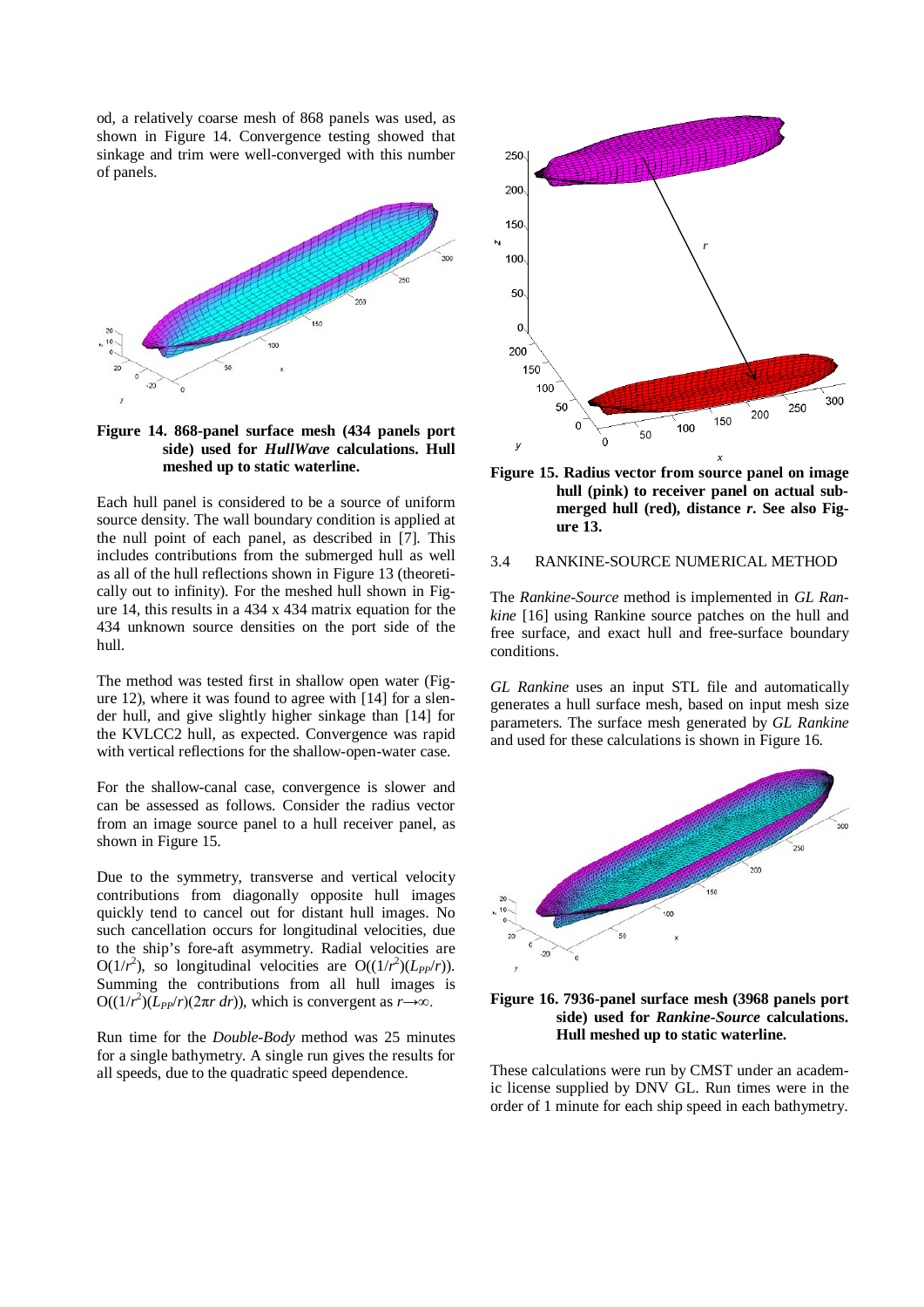od, a relatively coarse mesh of 868 panels was used, as shown in Figure 14. Convergence testing showed that sinkage and trim were well-converged with this number of panels.

**Figure 14. 868-panel surface mesh (434 panels port side) used for *HullWave* calculations. Hull meshed up to static waterline.**

Each hull panel is considered to be a source of uniform source density. The wall boundary condition is applied at the null point of each panel, as described in [7]. This includes contributions from the submerged hull as well as all of the hull reflections shown in Figure 13 (theoretically out to infinity). For the meshed hull shown in Figure 14, this results in a 434 x 434 matrix equation for the 434 unknown source densities on the port side of the hull.

The method was tested first in shallow open water (Figure 12), where it was found to agree with [14] for a slender hull, and give slightly higher sinkage than [14] for the KVLCC2 hull, as expected. Convergence was rapid with vertical reflections for the shallow-open-water case.

For the shallow-canal case, convergence is slower and can be assessed as follows. Consider the radius vector from an image source panel to a hull receiver panel, as shown in Figure 15.

Due to the symmetry, transverse and vertical velocity contributions from diagonally opposite hull images quickly tend to cancel out for distant hull images. No such cancellation occurs for longitudinal velocities, due to the ship's fore-aft asymmetry. Radial velocities are $O(1/r^2)$, so longitudinal velocities are $O((1/r^2)(L_{PP}/r))$. Summing the contributions from all hull images is $O((1/r^2)(L_{PP}/r)(2\pi r\ dr))$, which is convergent as $r\rightarrow\infty$.

Run time for the *Double-Body* method was 25 minutes for a single bathymetry. A single run gives the results for all speeds, due to the quadratic speed dependence.

**Figure 15. Radius vector from source panel on image hull (pink) to receiver panel on actual submerged hull (red), distance *r*. See also Figure 13.**

### 3.4 RANKINE-SOURCE NUMERICAL METHOD

The *Rankine-Source* method is implemented in *GL Rankine* [16] using Rankine source patches on the hull and free surface, and exact hull and free-surface boundary conditions.

*GL Rankine* uses an input STL file and automatically generates a hull surface mesh, based on input mesh size parameters. The surface mesh generated by *GL Rankine* and used for these calculations is shown in Figure 16.

**Figure 16. 7936-panel surface mesh (3968 panels port side) used for *Rankine-Source* calculations. Hull meshed up to static waterline.**

These calculations were run by CMST under an academic license supplied by DNV GL. Run times were in the order of 1 minute for each ship speed in each bathymetry.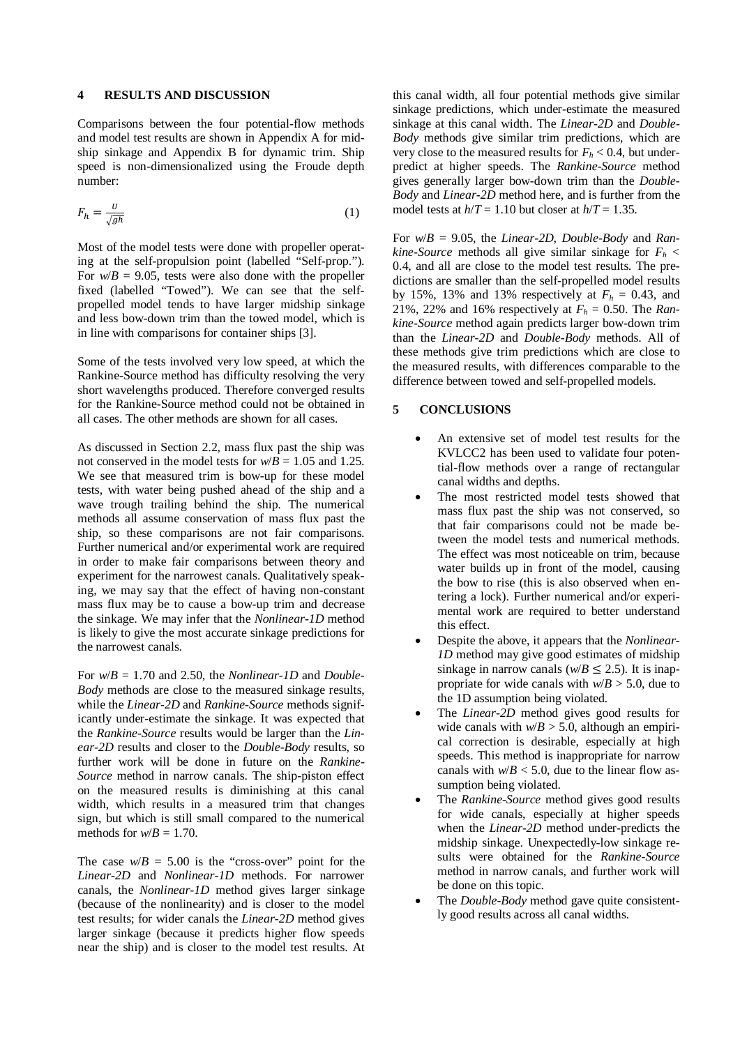## 4 RESULTS AND DISCUSSION

Comparisons between the four potential-flow methods and model test results are shown in Appendix A for midship sinkage and Appendix B for dynamic trim. Ship speed is non-dimensionalized using the Froude depth number:

$$F_h = \frac{U}{\sqrt{gh}} \tag{1}$$

Most of the model tests were done with propeller operating at the self-propulsion point (labelled "Self-prop."). For $w/B$ = 9.05, tests were also done with the propeller fixed (labelled "Towed"). We can see that the self-propelled model tends to have larger midship sinkage and less bow-down trim than the towed model, which is in line with comparisons for container ships [3].

Some of the tests involved very low speed, at which the Rankine-Source method has difficulty resolving the very short wavelengths produced. Therefore converged results for the Rankine-Source method could not be obtained in all cases. The other methods are shown for all cases.

As discussed in Section 2.2, mass flux past the ship was not conserved in the model tests for $w/B$ = 1.05 and 1.25. We see that measured trim is bow-up for these model tests, with water being pushed ahead of the ship and a wave trough trailing behind the ship. The numerical methods all assume conservation of mass flux past the ship, so these comparisons are not fair comparisons. Further numerical and/or experimental work are required in order to make fair comparisons between theory and experiment for the narrowest canals. Qualitatively speaking, we may say that the effect of having non-constant mass flux may be to cause a bow-up trim and decrease the sinkage. We may infer that the *Nonlinear-1D* method is likely to give the most accurate sinkage predictions for the narrowest canals.

For $w/B$ = 1.70 and 2.50, the *Nonlinear-1D* and *Double-Body* methods are close to the measured sinkage results, while the *Linear-2D* and *Rankine-Source* methods significantly under-estimate the sinkage. It was expected that the *Rankine-Source* results would be larger than the *Linear-2D* results and closer to the *Double-Body* results, so further work will be done in future on the *Rankine-Source* method in narrow canals. The ship-piston effect on the measured results is diminishing at this canal width, which results in a measured trim that changes sign, but which is still small compared to the numerical methods for $w/B$ = 1.70.

The case $w/B$ = 5.00 is the "cross-over" point for the *Linear-2D* and *Nonlinear-1D* methods. For narrower canals, the *Nonlinear-1D* method gives larger sinkage (because of the nonlinearity) and is closer to the model test results; for wider canals the *Linear-2D* method gives larger sinkage (because it predicts higher flow speeds near the ship) and is closer to the model test results. At this canal width, all four potential methods give similar sinkage predictions, which under-estimate the measured sinkage at this canal width. The *Linear-2D* and *Double-Body* methods give similar trim predictions, which are very close to the measured results for $F_h < 0.4$, but under-predict at higher speeds. The *Rankine-Source* method gives generally larger bow-down trim than the *Double-Body* and *Linear-2D* method here, and is further from the model tests at $h/T$ = 1.10 but closer at $h/T$ = 1.35.

For $w/B$ = 9.05, the *Linear-2D*, *Double-Body* and *Rankine-Source* methods all give similar sinkage for $F_h < 0.4$, and all are close to the model test results. The predictions are smaller than the self-propelled model results by 15%, 13% and 13% respectively at $F_h$ = 0.43, and 21%, 22% and 16% respectively at $F_h$ = 0.50. The *Rankine-Source* method again predicts larger bow-down trim than the *Linear-2D* and *Double-Body* methods. All of these methods give trim predictions which are close to the measured results, with differences comparable to the difference between towed and self-propelled models.

## 5 CONCLUSIONS

- An extensive set of model test results for the KVLCC2 has been used to validate four potential-flow methods over a range of rectangular canal widths and depths.
- The most restricted model tests showed that mass flux past the ship was not conserved, so that fair comparisons could not be made between the model tests and numerical methods. The effect was most noticeable on trim, because water builds up in front of the model, causing the bow to rise (this is also observed when entering a lock). Further numerical and/or experimental work are required to better understand this effect.
- Despite the above, it appears that the *Nonlinear-1D* method may give good estimates of midship sinkage in narrow canals ($w/B \leq 2.5$). It is inappropriate for wide canals with $w/B > 5.0$, due to the 1D assumption being violated.
- The *Linear-2D* method gives good results for wide canals with $w/B > 5.0$, although an empirical correction is desirable, especially at high speeds. This method is inappropriate for narrow canals with $w/B < 5.0$, due to the linear flow assumption being violated.
- The *Rankine-Source* method gives good results for wide canals, especially at higher speeds when the *Linear-2D* method under-predicts the midship sinkage. Unexpectedly-low sinkage results were obtained for the *Rankine-Source* method in narrow canals, and further work will be done on this topic.
- The *Double-Body* method gave quite consistently good results across all canal widths.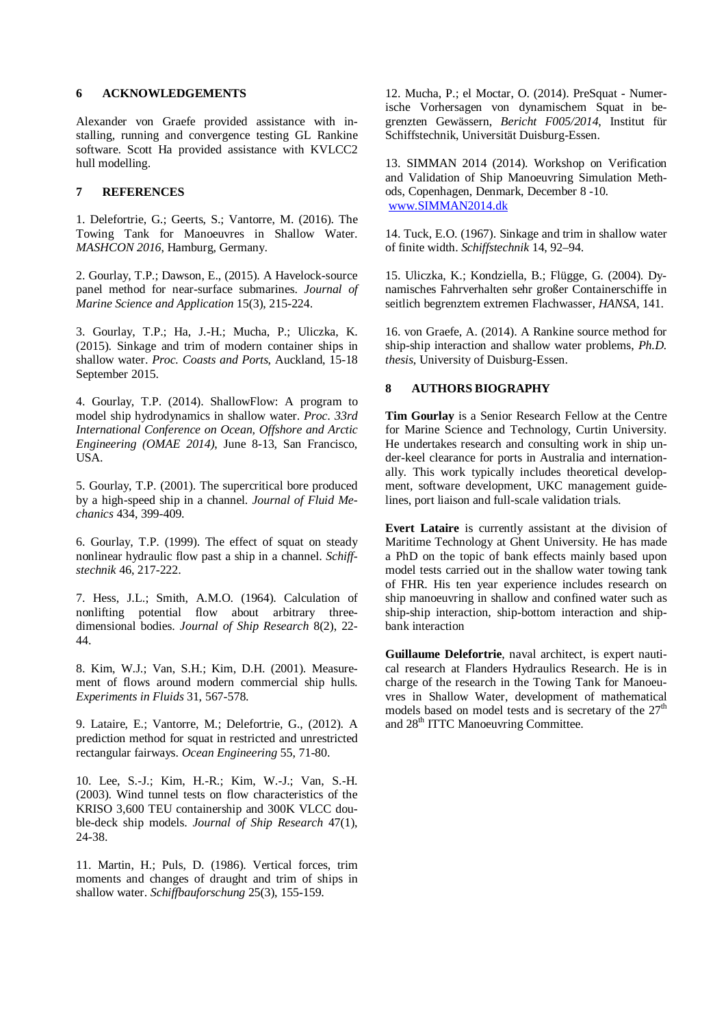## 6 ACKNOWLEDGEMENTS

Alexander von Graefe provided assistance with installing, running and convergence testing GL Rankine software. Scott Ha provided assistance with KVLCC2 hull modelling.

## 7 REFERENCES

1. Delefortrie, G.; Geerts, S.; Vantorre, M. (2016). The Towing Tank for Manoeuvres in Shallow Water. *MASHCON 2016*, Hamburg, Germany.

2. Gourlay, T.P.; Dawson, E., (2015). A Havelock-source panel method for near-surface submarines. *Journal of Marine Science and Application* 15(3), 215-224.

3. Gourlay, T.P.; Ha, J.-H.; Mucha, P.; Uliczka, K. (2015). Sinkage and trim of modern container ships in shallow water. *Proc. Coasts and Ports*, Auckland, 15-18 September 2015.

4. Gourlay, T.P. (2014). ShallowFlow: A program to model ship hydrodynamics in shallow water. *Proc. 33rd International Conference on Ocean, Offshore and Arctic Engineering (OMAE 2014)*, June 8-13, San Francisco, USA.

5. Gourlay, T.P. (2001). The supercritical bore produced by a high-speed ship in a channel. *Journal of Fluid Mechanics* 434, 399-409.

6. Gourlay, T.P. (1999). The effect of squat on steady nonlinear hydraulic flow past a ship in a channel. *Schiffstechnik* 46, 217-222.

7. Hess, J.L.; Smith, A.M.O. (1964). Calculation of nonlifting potential flow about arbitrary three-dimensional bodies. *Journal of Ship Research* 8(2), 22-44.

8. Kim, W.J.; Van, S.H.; Kim, D.H. (2001). Measurement of flows around modern commercial ship hulls. *Experiments in Fluids* 31, 567-578.

9. Lataire, E.; Vantorre, M.; Delefortrie, G., (2012). A prediction method for squat in restricted and unrestricted rectangular fairways. *Ocean Engineering* 55, 71-80.

10. Lee, S.-J.; Kim, H.-R.; Kim, W.-J.; Van, S.-H. (2003). Wind tunnel tests on flow characteristics of the KRISO 3,600 TEU containership and 300K VLCC double-deck ship models. *Journal of Ship Research* 47(1), 24-38.

11. Martin, H.; Puls, D. (1986). Vertical forces, trim moments and changes of draught and trim of ships in shallow water. *Schiffbauforschung* 25(3), 155-159.

12. Mucha, P.; el Moctar, O. (2014). PreSquat - Numerische Vorhersagen von dynamischem Squat in begrenzten Gewässern, *Bericht F005/2014*, Institut für Schiffstechnik, Universität Duisburg-Essen.

13. SIMMAN 2014 (2014). Workshop on Verification and Validation of Ship Manoeuvring Simulation Methods, Copenhagen, Denmark, December 8 -10. www.SIMMAN2014.dk

14. Tuck, E.O. (1967). Sinkage and trim in shallow water of finite width. *Schiffstechnik* 14, 92–94.

15. Uliczka, K.; Kondziella, B.; Flügge, G. (2004). Dynamisches Fahrverhalten sehr großer Containerschiffe in seitlich begrenztem extremen Flachwasser, *HANSA*, 141.

16. von Graefe, A. (2014). A Rankine source method for ship-ship interaction and shallow water problems, *Ph.D. thesis*, University of Duisburg-Essen.

## 8 AUTHORS BIOGRAPHY

**Tim Gourlay** is a Senior Research Fellow at the Centre for Marine Science and Technology, Curtin University. He undertakes research and consulting work in ship under-keel clearance for ports in Australia and internationally. This work typically includes theoretical development, software development, UKC management guidelines, port liaison and full-scale validation trials.

**Evert Lataire** is currently assistant at the division of Maritime Technology at Ghent University. He has made a PhD on the topic of bank effects mainly based upon model tests carried out in the shallow water towing tank of FHR. His ten year experience includes research on ship manoeuvring in shallow and confined water such as ship-ship interaction, ship-bottom interaction and ship-bank interaction

**Guillaume Delefortrie**, naval architect, is expert nautical research at Flanders Hydraulics Research. He is in charge of the research in the Towing Tank for Manoeuvres in Shallow Water, development of mathematical models based on model tests and is secretary of the 27th and 28th ITTC Manoeuvring Committee.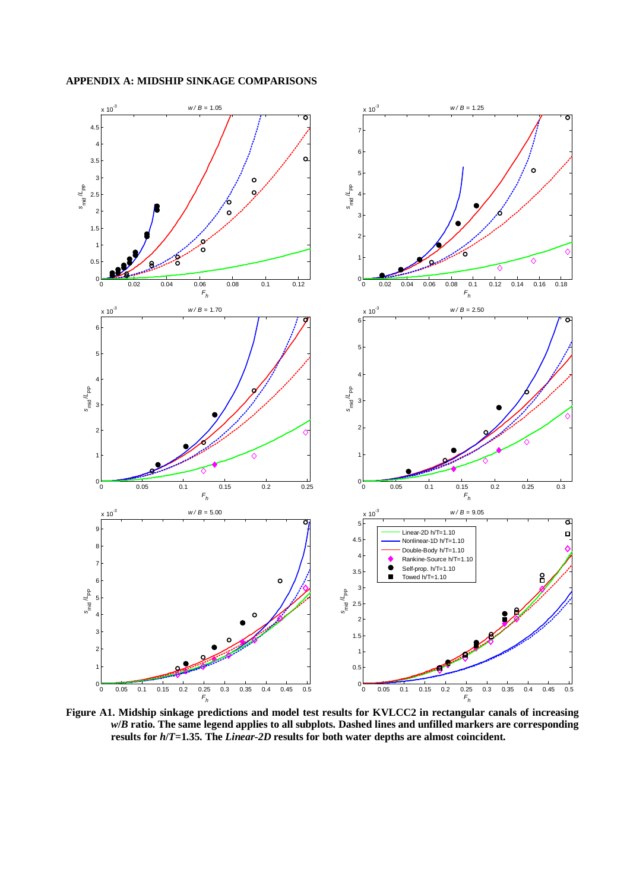## APPENDIX A: MIDSHIP SINKAGE COMPARISONS

**Figure A1. Midship sinkage predictions and model test results for KVLCC2 in rectangular canals of increasing $w/B$ ratio. The same legend applies to all subplots. Dashed lines and unfilled markers are corresponding results for $h/T$=1.35. The *Linear-2D* results for both water depths are almost coincident.**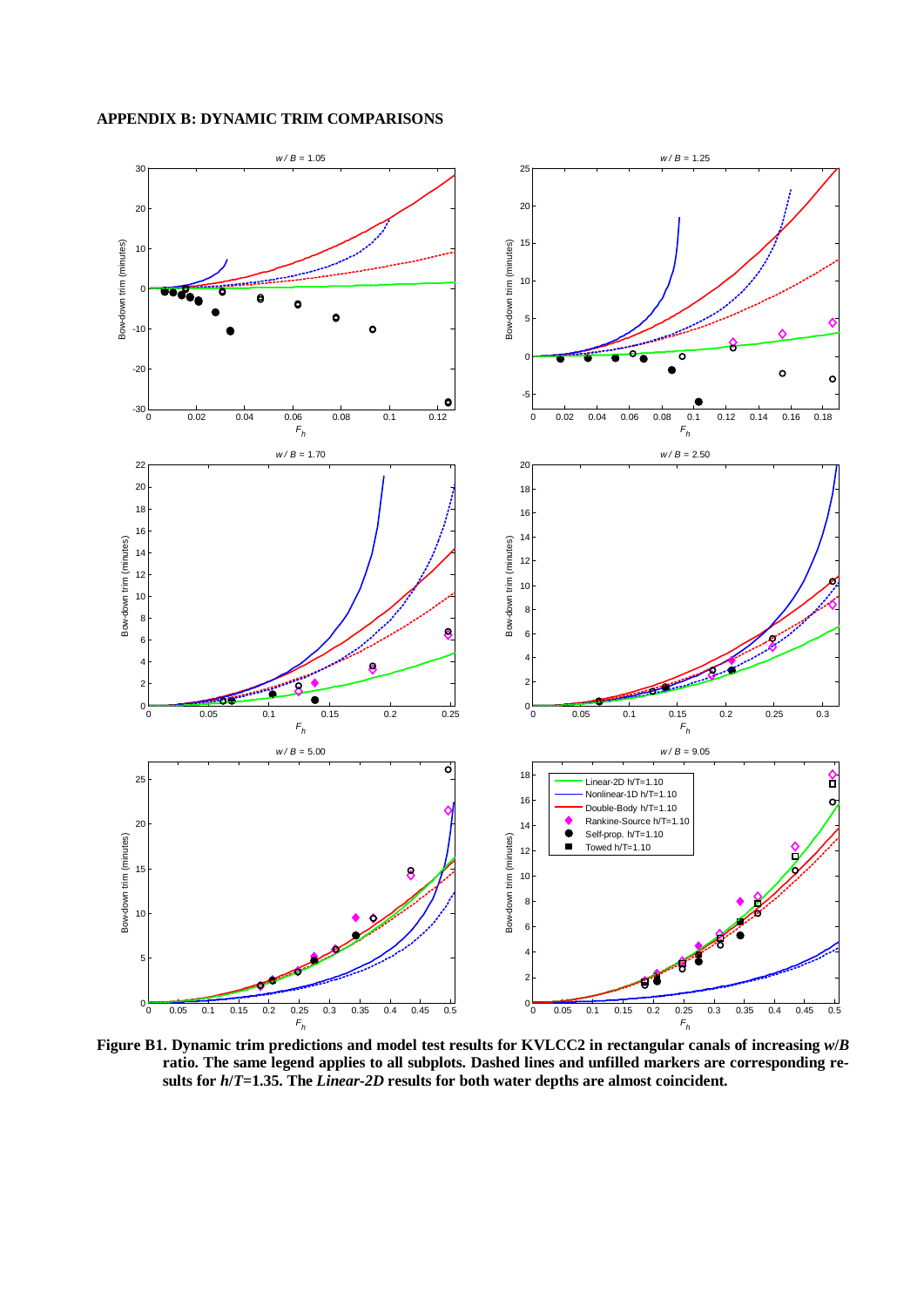## APPENDIX B: DYNAMIC TRIM COMPARISONS

$w / B$ = 1.05

Bow-down trim (minutes)

30
20
10
0
-10
-20
-30

0 0.02 0.04 0.06 0.08 0.1 0.12

$F_h$

$w / B$ = 1.25

Bow-down trim (minutes)

25
20
15
10
5
0
-5

0 0.02 0.04 0.06 0.08 0.1 0.12 0.14 0.16 0.18

$F_h$

$w / B$ = 1.70

Bow-down trim (minutes)

22
20
18
16
14
12
10
8
6
4
2
0

0 0.05 0.1 0.15 0.2 0.25

$F_h$

$w / B$ = 2.50

Bow-down trim (minutes)

20
18
16
14
12
10
8
6
4
2
0

0 0.05 0.1 0.15 0.2 0.25 0.3

$F_h$

$w / B$ = 5.00

Bow-down trim (minutes)

25
20
15
10
5
0

0 0.05 0.1 0.15 0.2 0.25 0.3 0.35 0.4 0.45 0.5

$F_h$

$w / B$ = 9.05

Bow-down trim (minutes)

18
16
14
12
10
8
6
4
2
0

0 0.05 0.1 0.15 0.2 0.25 0.3 0.35 0.4 0.45 0.5

$F_h$

Linear-2D h/T=1.10
Nonlinear-1D h/T=1.10
Double-Body h/T=1.10
Rankine-Source h/T=1.10
Self-prop. h/T=1.10
Towed h/T=1.10

**Figure B1. Dynamic trim predictions and model test results for KVLCC2 in rectangular canals of increasing *w*/*B* ratio. The same legend applies to all subplots. Dashed lines and unfilled markers are corresponding results for *h*/*T*=1.35. The *Linear-2D* results for both water depths are almost coincident.**